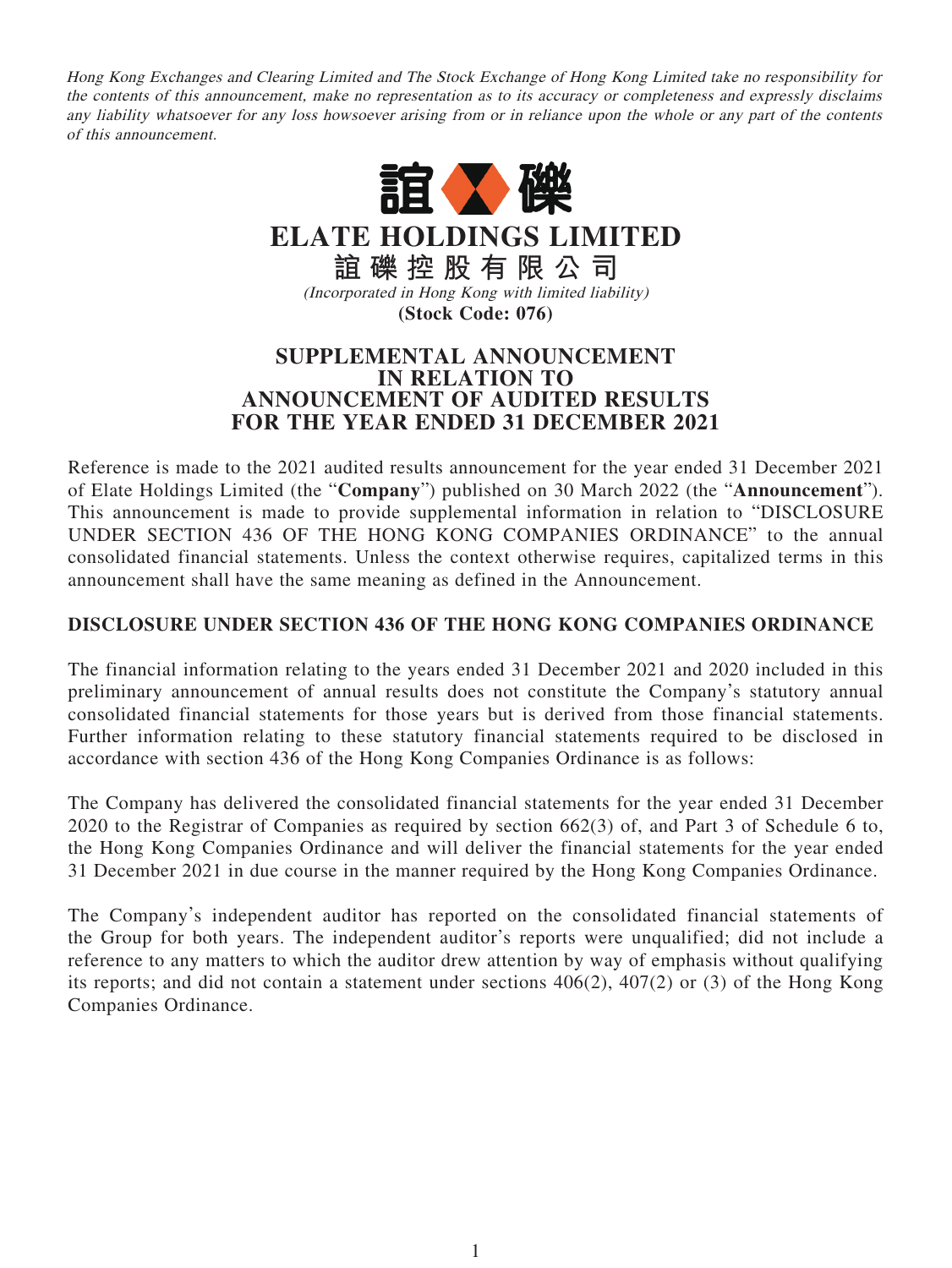*Hong Kong Exchanges and Clearing Limited and The Stock Exchange of Hong Kong Limited take no responsibility for the contents of this announcement, make no representation as to its accuracy or completeness and expressly disclaims any liability whatsoever for any loss howsoever arising from or in reliance upon the whole or any part of the contents of this announcement.*

# ELATE HOLDINGS LIMITED

# 誼礫控股有限公司

*(Incorporated in Hong Kong with limited liability)*

**(Stock Code: 076)**

## SUPPLEMENTAL ANNOUNCEMENT IN RELATION TO ANNOUNCEMENT OF AUDITED RESULTS FOR THE YEAR ENDED 31 DECEMBER 2021

Reference is made to the 2021 audited results announcement for the year ended 31 December 2021 of Elate Holdings Limited (the "**Company**") published on 30 March 2022 (the "**Announcement**"). This announcement is made to provide supplemental information in relation to "DISCLOSURE UNDER SECTION 436 OF THE HONG KONG COMPANIES ORDINANCE" to the annual consolidated financial statements. Unless the context otherwise requires, capitalized terms in this announcement shall have the same meaning as defined in the Announcement.

**DISCLOSURE UNDER SECTION 436 OF THE HONG KONG COMPANIES ORDINANCE**

The financial information relating to the years ended 31 December 2021 and 2020 included in this preliminary announcement of annual results does not constitute the Company's statutory annual consolidated financial statements for those years but is derived from those financial statements. Further information relating to these statutory financial statements required to be disclosed in accordance with section 436 of the Hong Kong Companies Ordinance is as follows:

The Company has delivered the consolidated financial statements for the year ended 31 December 2020 to the Registrar of Companies as required by section 662(3) of, and Part 3 of Schedule 6 to, the Hong Kong Companies Ordinance and will deliver the financial statements for the year ended 31 December 2021 in due course in the manner required by the Hong Kong Companies Ordinance.

The Company's independent auditor has reported on the consolidated financial statements of the Group for both years. The independent auditor's reports were unqualified; did not include a reference to any matters to which the auditor drew attention by way of emphasis without qualifying its reports; and did not contain a statement under sections 406(2), 407(2) or (3) of the Hong Kong Companies Ordinance.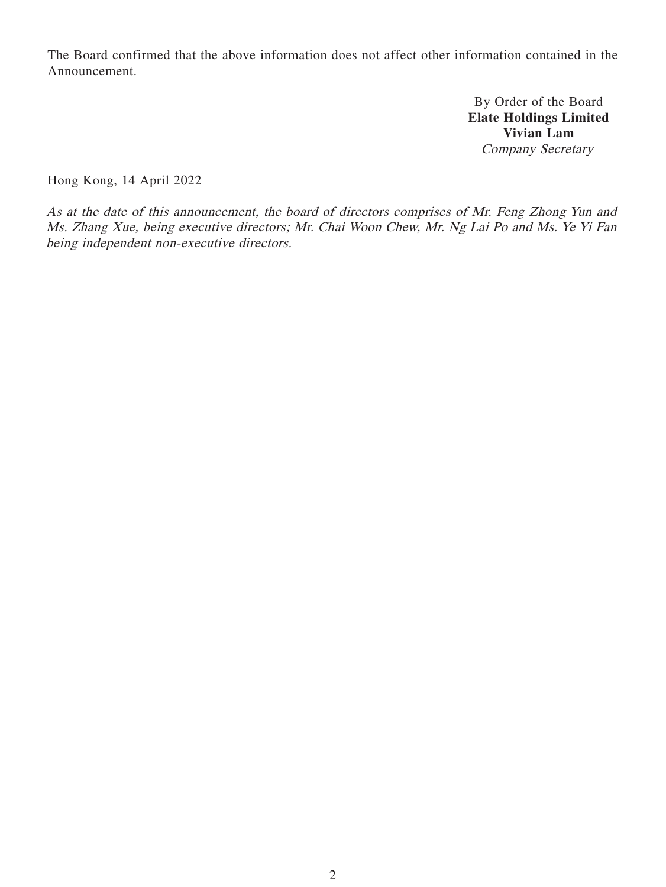The Board confirmed that the above information does not affect other information contained in the Announcement.

By Order of the Board  
**Elate Holdings Limited**  
**Vivian Lam**  
*Company Secretary*

Hong Kong, 14 April 2022

*As at the date of this announcement, the board of directors comprises of Mr. Feng Zhong Yun and Ms. Zhang Xue, being executive directors; Mr. Chai Woon Chew, Mr. Ng Lai Po and Ms. Ye Yi Fan being independent non-executive directors.*